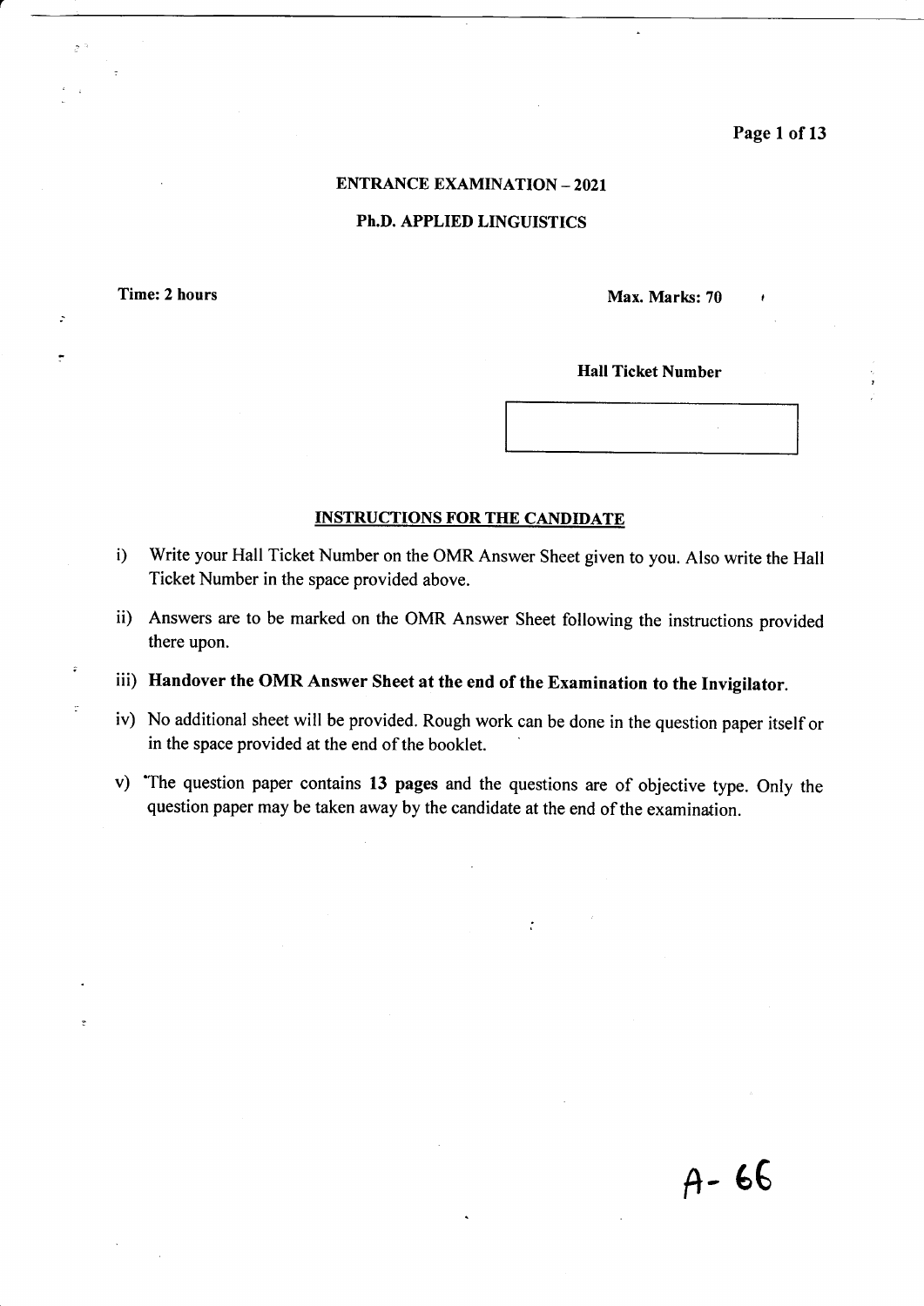## ENTRANCE EXAMINATION – 2021

## Ph.D. APPLIED LINGUISTICS

**Time: 2 hours** **Max. Marks: 70**

**Hall Ticket Number**

### INSTRUCTIONS FOR THE CANDIDATE

i) Write your Hall Ticket Number on the OMR Answer Sheet given to you. Also write the Hall Ticket Number in the space provided above.

ii) Answers are to be marked on the OMR Answer Sheet following the instructions provided there upon.

iii) **Handover the OMR Answer Sheet at the end of the Examination to the Invigilator.**

iv) No additional sheet will be provided. Rough work can be done in the question paper itself or in the space provided at the end of the booklet.

v) The question paper contains **13 pages** and the questions are of objective type. Only the question paper may be taken away by the candidate at the end of the examination.

A- 66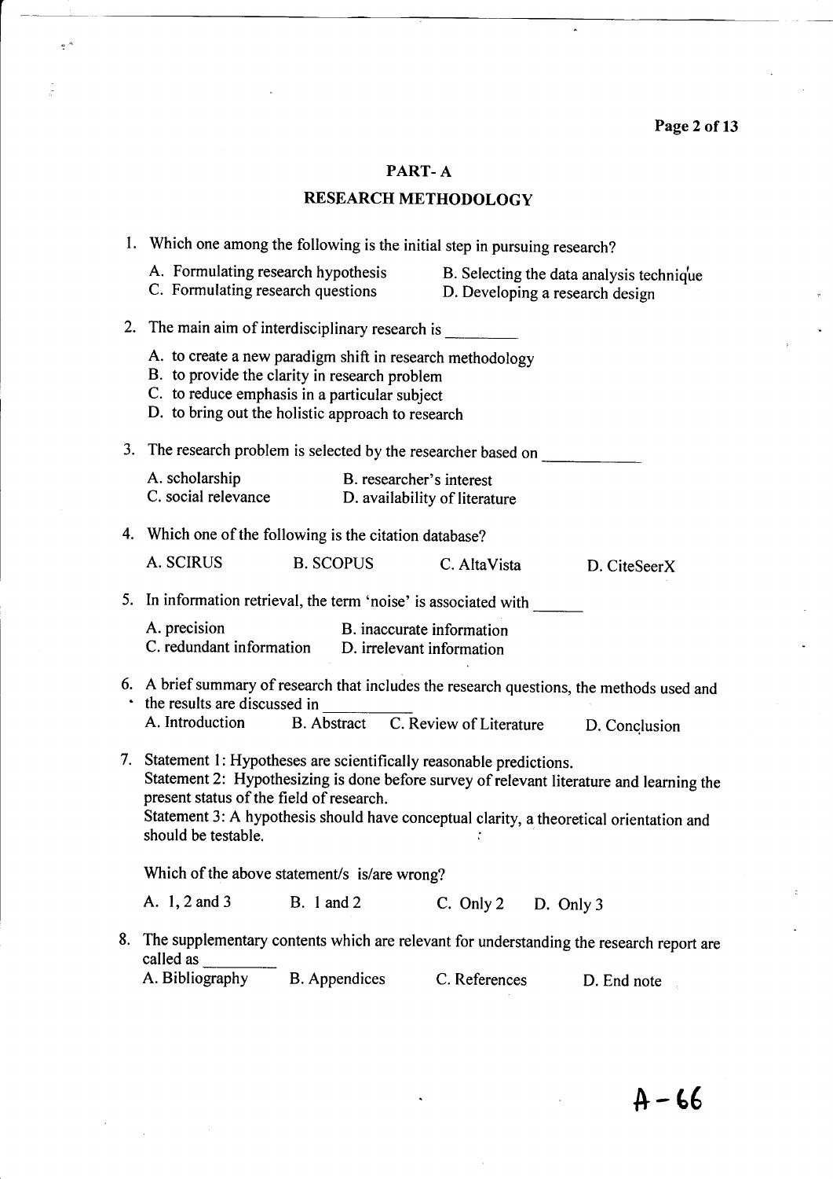## PART- A

## RESEARCH METHODOLOGY

1. Which one among the following is the initial step in pursuing research?

   A. Formulating research hypothesis
   B. Selecting the data analysis technique
   C. Formulating research questions
   D. Developing a research design

2. The main aim of interdisciplinary research is ________

   A. to create a new paradigm shift in research methodology
   B. to provide the clarity in research problem
   C. to reduce emphasis in a particular subject
   D. to bring out the holistic approach to research

3. The research problem is selected by the researcher based on ___________

   A. scholarship
   B. researcher's interest
   C. social relevance
   D. availability of literature

4. Which one of the following is the citation database?

   A. SCIRUS
   B. SCOPUS
   C. AltaVista
   D. CiteSeerX

5. In information retrieval, the term 'noise' is associated with ______

   A. precision
   B. inaccurate information
   C. redundant information
   D. irrelevant information

6. A brief summary of research that includes the research questions, the methods used and the results are discussed in __________

   A. Introduction
   B. Abstract
   C. Review of Literature
   D. Conclusion

7. Statement 1: Hypotheses are scientifically reasonable predictions.
   Statement 2: Hypothesizing is done before survey of relevant literature and learning the present status of the field of research.
   Statement 3: A hypothesis should have conceptual clarity, a theoretical orientation and should be testable.

   Which of the above statement/s is/are wrong?

   A. 1, 2 and 3
   B. 1 and 2
   C. Only 2
   D. Only 3

8. The supplementary contents which are relevant for understanding the research report are called as ________

   A. Bibliography
   B. Appendices
   C. References
   D. End note

A-66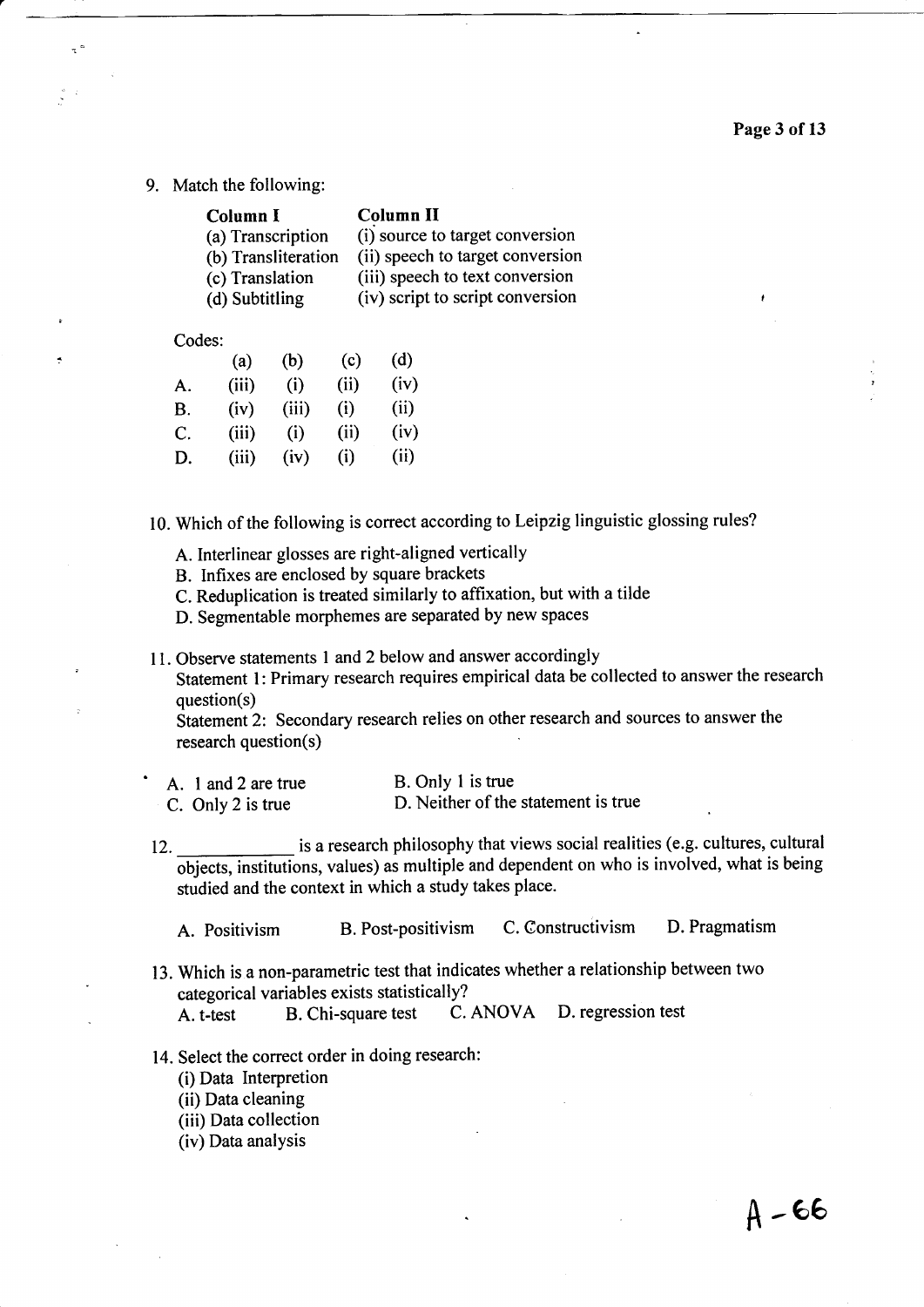9. Match the following:

| Column I | Column II |
|---|---|
| (a) Transcription | (i) source to target conversion |
| (b) Transliteration | (ii) speech to target conversion |
| (c) Translation | (iii) speech to text conversion |
| (d) Subtitling | (iv) script to script conversion |

Codes:

| | (a) | (b) | (c) | (d) |
|---|---|---|---|---|
| A. | (iii) | (i) | (ii) | (iv) |
| B. | (iv) | (iii) | (i) | (ii) |
| C. | (iii) | (i) | (ii) | (iv) |
| D. | (iii) | (iv) | (i) | (ii) |

10. Which of the following is correct according to Leipzig linguistic glossing rules?

    A. Interlinear glosses are right-aligned vertically
    B. Infixes are enclosed by square brackets
    C. Reduplication is treated similarly to affixation, but with a tilde
    D. Segmentable morphemes are separated by new spaces

11. Observe statements 1 and 2 below and answer accordingly
    Statement 1: Primary research requires empirical data be collected to answer the research question(s)
    Statement 2: Secondary research relies on other research and sources to answer the research question(s)

    A. 1 and 2 are true
    B. Only 1 is true
    C. Only 2 is true
    D. Neither of the statement is true

12. ____________ is a research philosophy that views social realities (e.g. cultures, cultural objects, institutions, values) as multiple and dependent on who is involved, what is being studied and the context in which a study takes place.

    A. Positivism
    B. Post-positivism
    C. Constructivism
    D. Pragmatism

13. Which is a non-parametric test that indicates whether a relationship between two categorical variables exists statistically?

    A. t-test
    B. Chi-square test
    C. ANOVA
    D. regression test

14. Select the correct order in doing research:
    (i) Data Interpretion
    (ii) Data cleaning
    (iii) Data collection
    (iv) Data analysis

A-66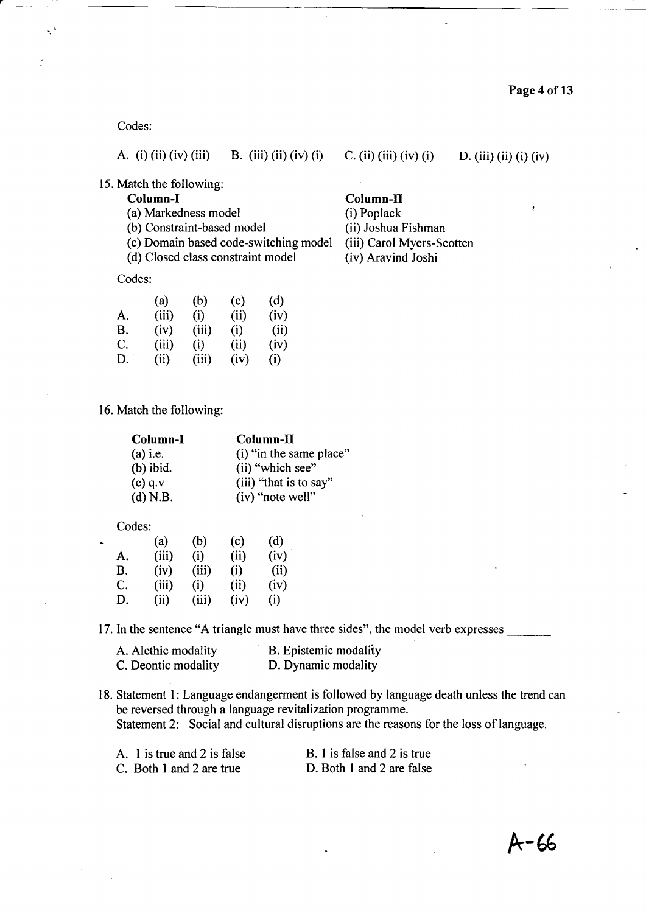Codes:

A. (i) (ii) (iv) (iii) B. (iii) (ii) (iv) (i) C. (ii) (iii) (iv) (i) D. (iii) (ii) (i) (iv)

15. Match the following:

| **Column-I** | **Column-II** |
|---|---|
| (a) Markedness model | (i) Poplack |
| (b) Constraint-based model | (ii) Joshua Fishman |
| (c) Domain based code-switching model | (iii) Carol Myers-Scotten |
| (d) Closed class constraint model | (iv) Aravind Joshi |

Codes:

| | (a) | (b) | (c) | (d) |
|---|---|---|---|---|
| A. | (iii) | (i) | (ii) | (iv) |
| B. | (iv) | (iii) | (i) | (ii) |
| C. | (iii) | (i) | (ii) | (iv) |
| D. | (ii) | (iii) | (iv) | (i) |

16. Match the following:

| **Column-I** | **Column-II** |
|---|---|
| (a) i.e. | (i) "in the same place" |
| (b) ibid. | (ii) "which see" |
| (c) q.v | (iii) "that is to say" |
| (d) N.B. | (iv) "note well" |

Codes:

| | (a) | (b) | (c) | (d) |
|---|---|---|---|---|
| A. | (iii) | (i) | (ii) | (iv) |
| B. | (iv) | (iii) | (i) | (ii) |
| C. | (iii) | (i) | (ii) | (iv) |
| D. | (ii) | (iii) | (iv) | (i) |

17. In the sentence "A triangle must have three sides", the model verb expresses _______

A. Alethic modality B. Epistemic modality
C. Deontic modality D. Dynamic modality

18. Statement 1: Language endangerment is followed by language death unless the trend can be reversed through a language revitalization programme.
Statement 2: Social and cultural disruptions are the reasons for the loss of language.

A. 1 is true and 2 is false B. 1 is false and 2 is true
C. Both 1 and 2 are true D. Both 1 and 2 are false

A-66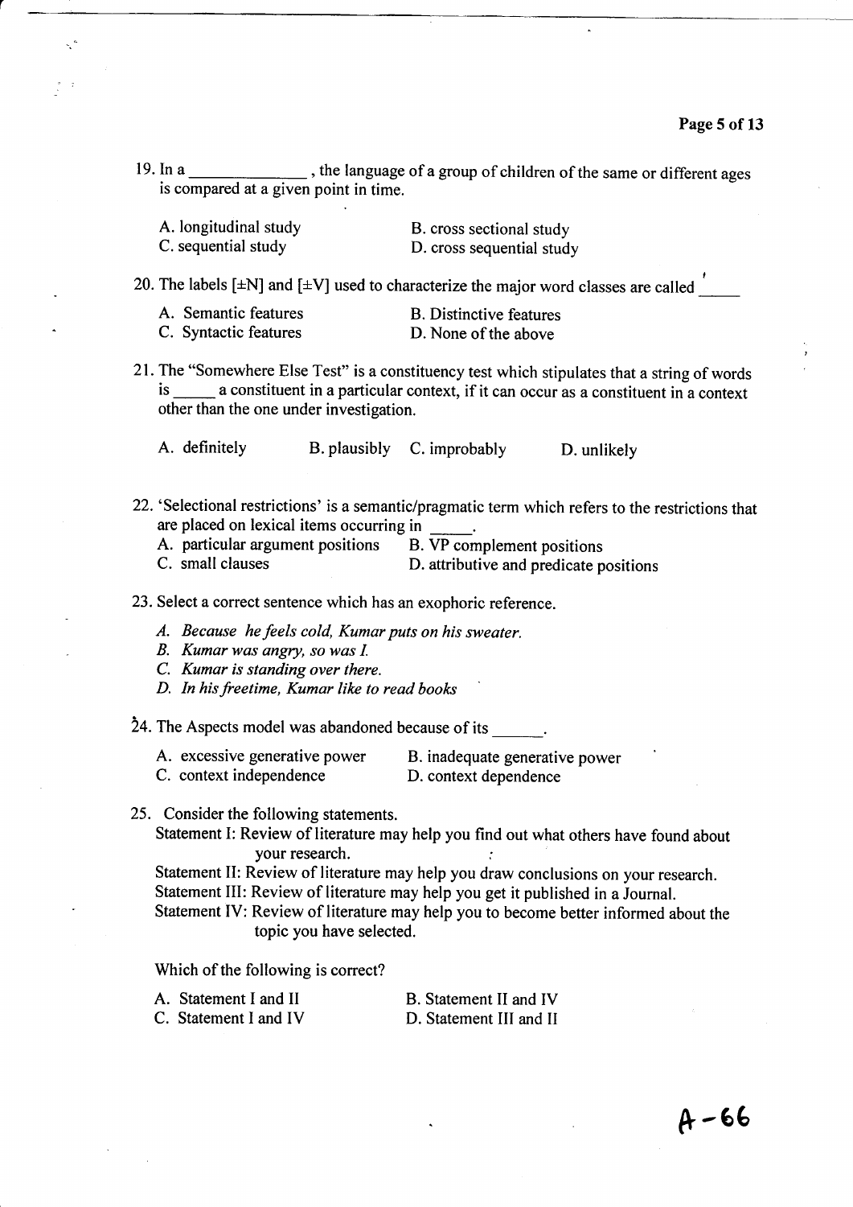19. In a _____________ , the language of a group of children of the same or different ages is compared at a given point in time.

A. longitudinal study
B. cross sectional study
C. sequential study
D. cross sequential study

20. The labels [±N] and [±V] used to characterize the major word classes are called _____

A. Semantic features
B. Distinctive features
C. Syntactic features
D. None of the above

21. The "Somewhere Else Test" is a constituency test which stipulates that a string of words is _____ a constituent in a particular context, if it can occur as a constituent in a context other than the one under investigation.

A. definitely
B. plausibly
C. improbably
D. unlikely

22. 'Selectional restrictions' is a semantic/pragmatic term which refers to the restrictions that are placed on lexical items occurring in _____.

A. particular argument positions
B. VP complement positions
C. small clauses
D. attributive and predicate positions

23. Select a correct sentence which has an exophoric reference.

*A. Because he feels cold, Kumar puts on his sweater.*
*B. Kumar was angry, so was I.*
*C. Kumar is standing over there.*
*D. In his freetime, Kumar like to read books*

24. The Aspects model was abandoned because of its ______.

A. excessive generative power
B. inadequate generative power
C. context independence
D. context dependence

25. Consider the following statements.

Statement I: Review of literature may help you find out what others have found about your research.
Statement II: Review of literature may help you draw conclusions on your research.
Statement III: Review of literature may help you get it published in a Journal.
Statement IV: Review of literature may help you to become better informed about the topic you have selected.

Which of the following is correct?

A. Statement I and II
B. Statement II and IV
C. Statement I and IV
D. Statement III and II

A-66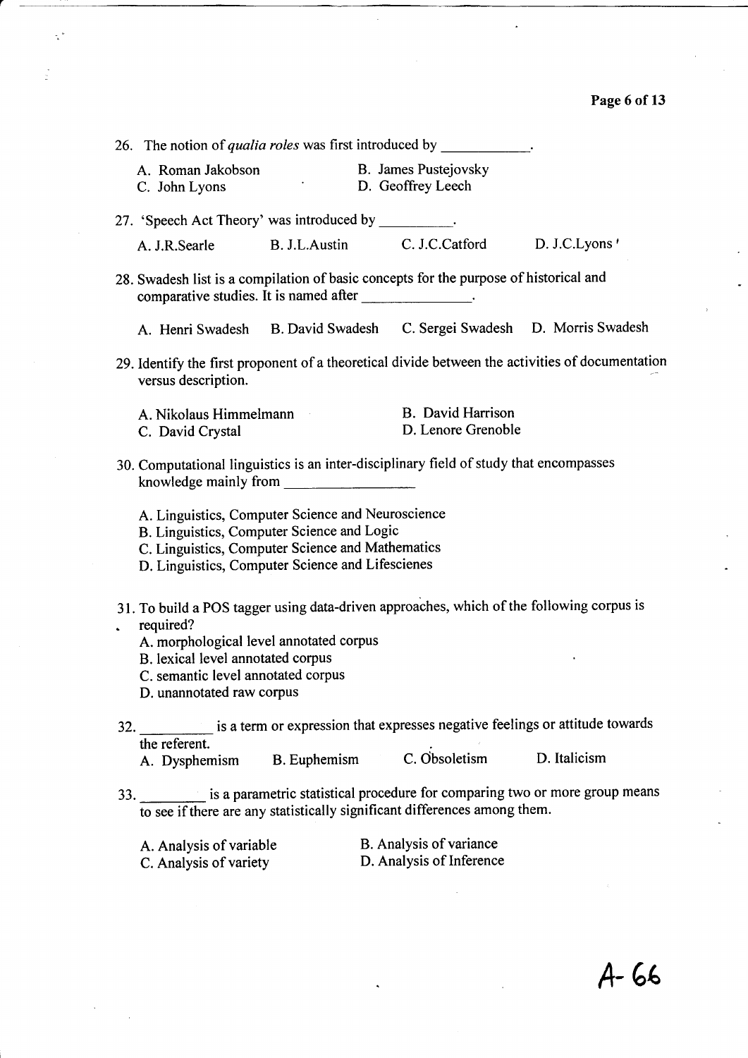26. The notion of *qualia roles* was first introduced by ___________.

   A. Roman Jakobson
   B. James Pustejovsky
   C. John Lyons
   D. Geoffrey Leech

27. 'Speech Act Theory' was introduced by _________.

   A. J.R.Searle
   B. J.L.Austin
   C. J.C.Catford
   D. J.C.Lyons

28. Swadesh list is a compilation of basic concepts for the purpose of historical and comparative studies. It is named after ______________.

   A. Henri Swadesh
   B. David Swadesh
   C. Sergei Swadesh
   D. Morris Swadesh

29. Identify the first proponent of a theoretical divide between the activities of documentation versus description.

   A. Nikolaus Himmelmann
   B. David Harrison
   C. David Crystal
   D. Lenore Grenoble

30. Computational linguistics is an inter-disciplinary field of study that encompasses knowledge mainly from ________________

   A. Linguistics, Computer Science and Neuroscience
   B. Linguistics, Computer Science and Logic
   C. Linguistics, Computer Science and Mathematics
   D. Linguistics, Computer Science and Lifescienes

31. To build a POS tagger using data-driven approaches, which of the following corpus is required?

   A. morphological level annotated corpus
   B. lexical level annotated corpus
   C. semantic level annotated corpus
   D. unannotated raw corpus

32. _________ is a term or expression that expresses negative feelings or attitude towards the referent.

   A. Dysphemism
   B. Euphemism
   C. Obsoletism
   D. Italicism

33. ________ is a parametric statistical procedure for comparing two or more group means to see if there are any statistically significant differences among them.

   A. Analysis of variable
   B. Analysis of variance
   C. Analysis of variety
   D. Analysis of Inference

A-66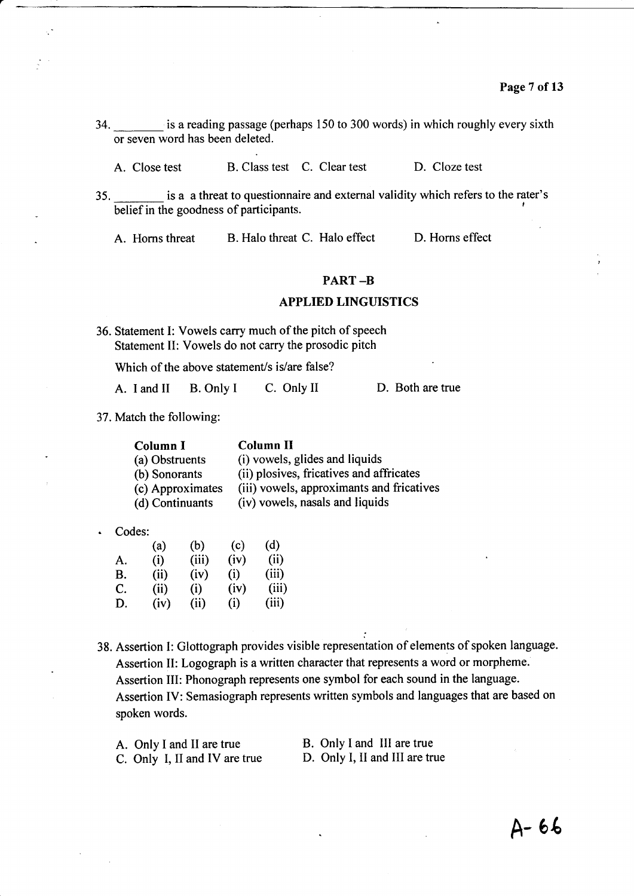34. ________ is a reading passage (perhaps 150 to 300 words) in which roughly every sixth or seven word has been deleted.

A. Close test B. Class test C. Clear test D. Cloze test

35. ________ is a a threat to questionnaire and external validity which refers to the rater's belief in the goodness of participants.

A. Horns threat B. Halo threat C. Halo effect D. Horns effect

## PART –B

## APPLIED LINGUISTICS

36. Statement I: Vowels carry much of the pitch of speech
Statement II: Vowels do not carry the prosodic pitch

Which of the above statement/s is/are false?

A. I and II B. Only I C. Only II D. Both are true

37. Match the following:

| Column I | Column II |
|---|---|
| (a) Obstruents | (i) vowels, glides and liquids |
| (b) Sonorants | (ii) plosives, fricatives and affricates |
| (c) Approximates | (iii) vowels, approximants and fricatives |
| (d) Continuants | (iv) vowels, nasals and liquids |

Codes:

| | (a) | (b) | (c) | (d) |
|---|---|---|---|---|
| A. | (i) | (iii) | (iv) | (ii) |
| B. | (ii) | (iv) | (i) | (iii) |
| C. | (ii) | (i) | (iv) | (iii) |
| D. | (iv) | (ii) | (i) | (iii) |

38. Assertion I: Glottograph provides visible representation of elements of spoken language.
Assertion II: Logograph is a written character that represents a word or morpheme.
Assertion III: Phonograph represents one symbol for each sound in the language.
Assertion IV: Semasiograph represents written symbols and languages that are based on spoken words.

A. Only I and II are true
B. Only I and III are true
C. Only I, II and IV are true
D. Only I, II and III are true

A- 66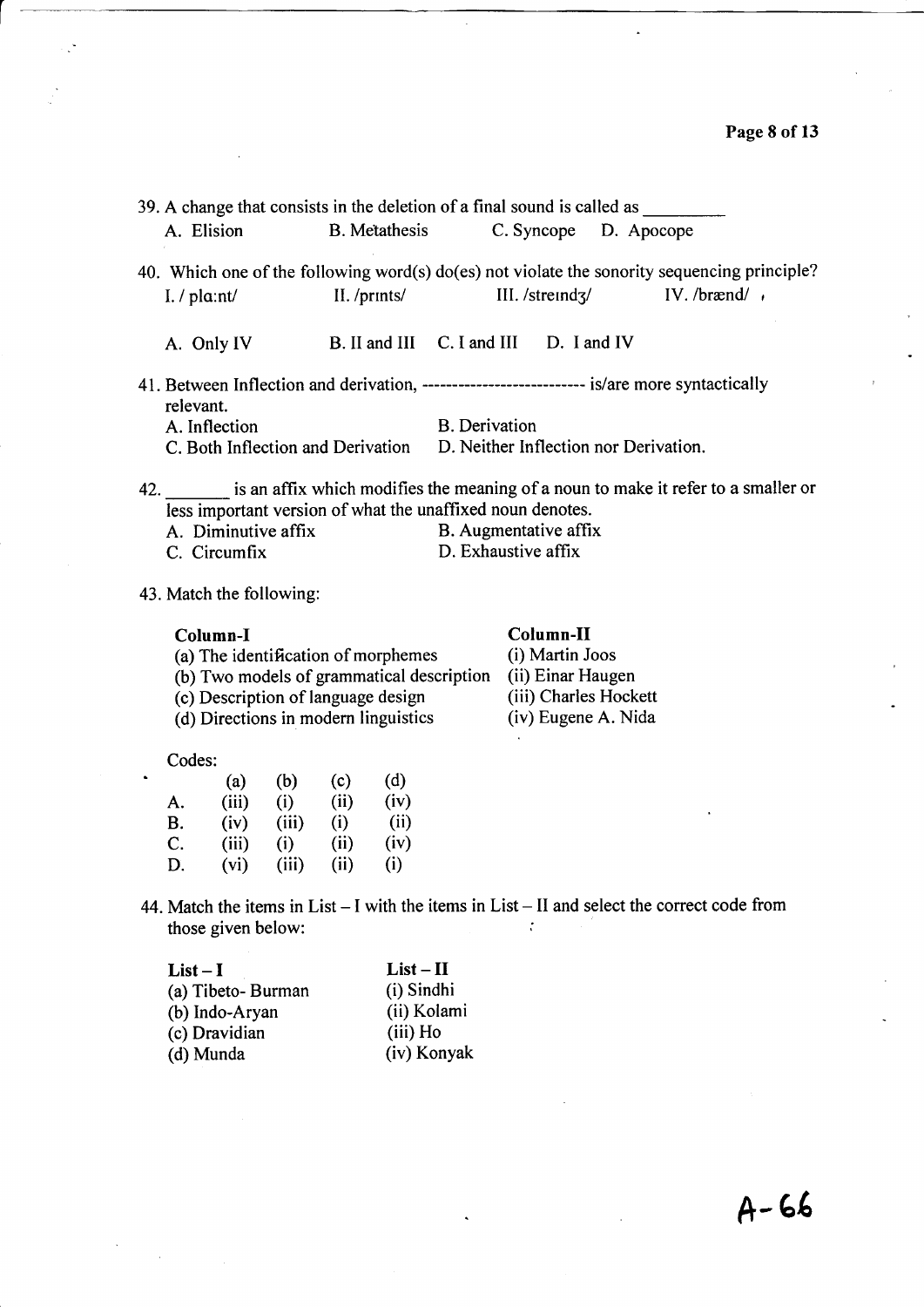39. A change that consists in the deletion of a final sound is called as ________

A. Elision B. Metathesis C. Syncope D. Apocope

40. Which one of the following word(s) do(es) not violate the sonority sequencing principle?

I. / plɑːnt/ II. /prɪnts/ III. /streɪndʒ/ IV. /brænd/

A. Only IV B. II and III C. I and III D. I and IV

41. Between Inflection and derivation, -------------------------- is/are more syntactically relevant.

A. Inflection B. Derivation

C. Both Inflection and Derivation D. Neither Inflection nor Derivation.

42. _______ is an affix which modifies the meaning of a noun to make it refer to a smaller or less important version of what the unaffixed noun denotes.

A. Diminutive affix B. Augmentative affix

C. Circumfix D. Exhaustive affix

43. Match the following:

| Column-I | Column-II |
|---|---|
| (a) The identification of morphemes | (i) Martin Joos |
| (b) Two models of grammatical description | (ii) Einar Haugen |
| (c) Description of language design | (iii) Charles Hockett |
| (d) Directions in modern linguistics | (iv) Eugene A. Nida |

Codes:

| | (a) | (b) | (c) | (d) |
|---|---|---|---|---|
| A. | (iii) | (i) | (ii) | (iv) |
| B. | (iv) | (iii) | (i) | (ii) |
| C. | (iii) | (i) | (ii) | (iv) |
| D. | (vi) | (iii) | (ii) | (i) |

44. Match the items in List – I with the items in List – II and select the correct code from those given below:

| List – I | List – II |
|---|---|
| (a) Tibeto- Burman | (i) Sindhi |
| (b) Indo-Aryan | (ii) Kolami |
| (c) Dravidian | (iii) Ho |
| (d) Munda | (iv) Konyak |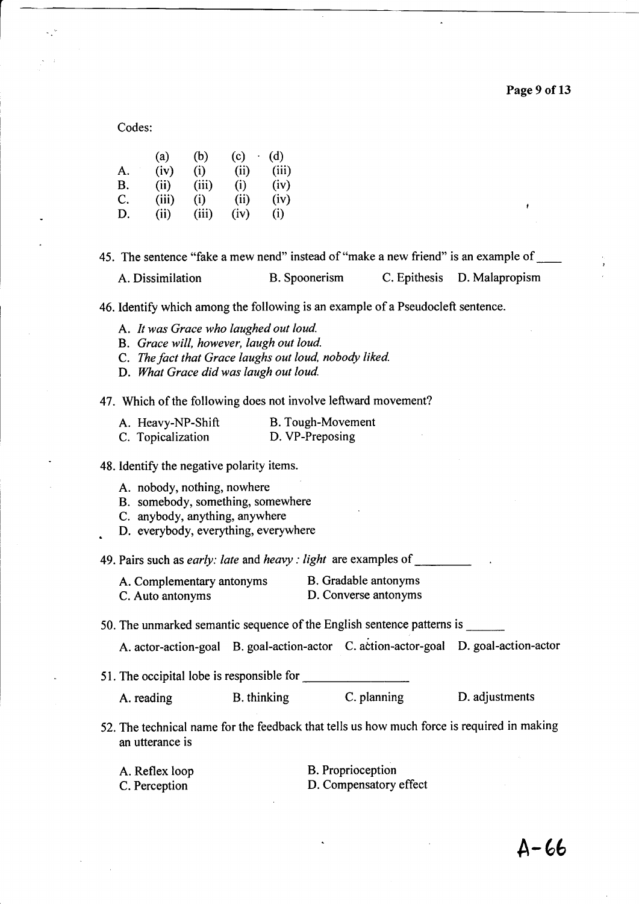Codes:

| | (a) | (b) | (c) | (d) |
|---|---|---|---|---|
| A. | (iv) | (i) | (ii) | (iii) |
| B. | (ii) | (iii) | (i) | (iv) |
| C. | (iii) | (i) | (ii) | (iv) |
| D. | (ii) | (iii) | (iv) | (i) |

45. The sentence "fake a mew nend" instead of "make a new friend" is an example of ____

A. Dissimilation B. Spoonerism C. Epithesis D. Malapropism

46. Identify which among the following is an example of a Pseudocleft sentence.

A. *It was Grace who laughed out loud.*
B. *Grace will, however, laugh out loud.*
C. *The fact that Grace laughs out loud, nobody liked.*
D. *What Grace did was laugh out loud.*

47. Which of the following does not involve leftward movement?

A. Heavy-NP-Shift B. Tough-Movement
C. Topicalization D. VP-Preposing

48. Identify the negative polarity items.

A. nobody, nothing, nowhere
B. somebody, something, somewhere
C. anybody, anything, anywhere
D. everybody, everything, everywhere

49. Pairs such as *early: late* and *heavy : light* are examples of _________ .

A. Complementary antonyms B. Gradable antonyms
C. Auto antonyms D. Converse antonyms

50. The unmarked semantic sequence of the English sentence patterns is ______

A. actor-action-goal B. goal-action-actor C. action-actor-goal D. goal-action-actor

51. The occipital lobe is responsible for ________________

A. reading B. thinking C. planning D. adjustments

52. The technical name for the feedback that tells us how much force is required in making an utterance is

A. Reflex loop B. Proprioception
C. Perception D. Compensatory effect

A-66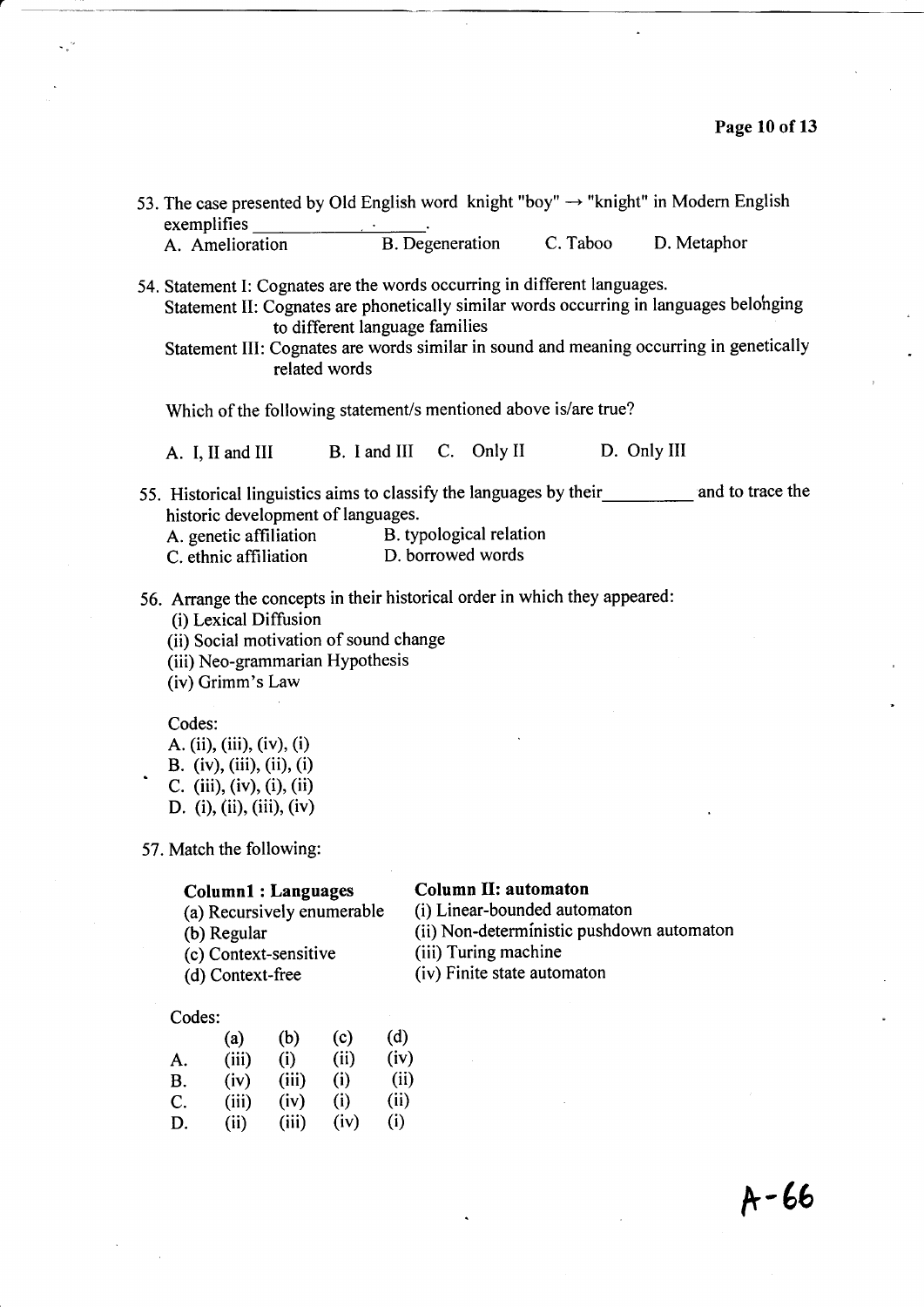53. The case presented by Old English word knight "boy" → "knight" in Modern English exemplifies ______________.

A. Amelioration B. Degeneration C. Taboo D. Metaphor

54. Statement I: Cognates are the words occurring in different languages.

Statement II: Cognates are phonetically similar words occurring in languages belonging to different language families

Statement III: Cognates are words similar in sound and meaning occurring in genetically related words

Which of the following statement/s mentioned above is/are true?

A. I, II and III B. I and III C. Only II D. Only III

55. Historical linguistics aims to classify the languages by their__________ and to trace the historic development of languages.

A. genetic affiliation B. typological relation
C. ethnic affiliation D. borrowed words

56. Arrange the concepts in their historical order in which they appeared:

(i) Lexical Diffusion
(ii) Social motivation of sound change
(iii) Neo-grammarian Hypothesis
(iv) Grimm's Law

Codes:

A. (ii), (iii), (iv), (i)
B. (iv), (iii), (ii), (i)
C. (iii), (iv), (i), (ii)
D. (i), (ii), (iii), (iv)

57. Match the following:

| **Column1 : Languages** | **Column II: automaton** |
|---|---|
| (a) Recursively enumerable | (i) Linear-bounded automaton |
| (b) Regular | (ii) Non-deterministic pushdown automaton |
| (c) Context-sensitive | (iii) Turing machine |
| (d) Context-free | (iv) Finite state automaton |

Codes:

| | (a) | (b) | (c) | (d) |
|---|---|---|---|---|
| A. | (iii) | (i) | (ii) | (iv) |
| B. | (iv) | (iii) | (i) | (ii) |
| C. | (iii) | (iv) | (i) | (ii) |
| D. | (ii) | (iii) | (iv) | (i) |

A-66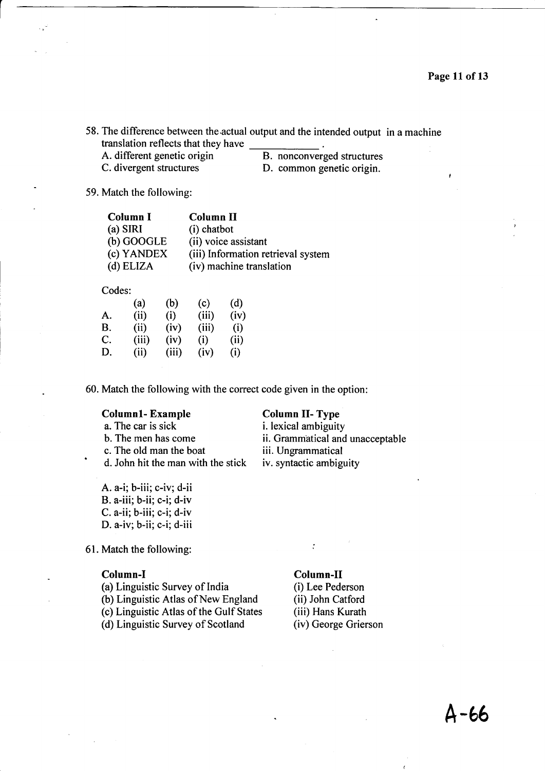58. The difference between the actual output and the intended output in a machine translation reflects that they have ___________ .

A. different genetic origin
B. nonconverged structures
C. divergent structures
D. common genetic origin.

59. Match the following:

| Column I | Column II |
|---|---|
| (a) SIRI | (i) chatbot |
| (b) GOOGLE | (ii) voice assistant |
| (c) YANDEX | (iii) Information retrieval system |
| (d) ELIZA | (iv) machine translation |

Codes:

| | (a) | (b) | (c) | (d) |
|---|---|---|---|---|
| A. | (ii) | (i) | (iii) | (iv) |
| B. | (ii) | (iv) | (iii) | (i) |
| C. | (iii) | (iv) | (i) | (ii) |
| D. | (ii) | (iii) | (iv) | (i) |

60. Match the following with the correct code given in the option:

| Column1- Example | Column II- Type |
|---|---|
| a. The car is sick | i. lexical ambiguity |
| b. The men has come | ii. Grammatical and unacceptable |
| c. The old man the boat | iii. Ungrammatical |
| d. John hit the man with the stick | iv. syntactic ambiguity |

A. a-i; b-iii; c-iv; d-ii
B. a-iii; b-ii; c-i; d-iv
C. a-ii; b-iii; c-i; d-iv
D. a-iv; b-ii; c-i; d-iii

61. Match the following:

| Column-I | Column-II |
|---|---|
| (a) Linguistic Survey of India | (i) Lee Pederson |
| (b) Linguistic Atlas of New England | (ii) John Catford |
| (c) Linguistic Atlas of the Gulf States | (iii) Hans Kurath |
| (d) Linguistic Survey of Scotland | (iv) George Grierson |

A-66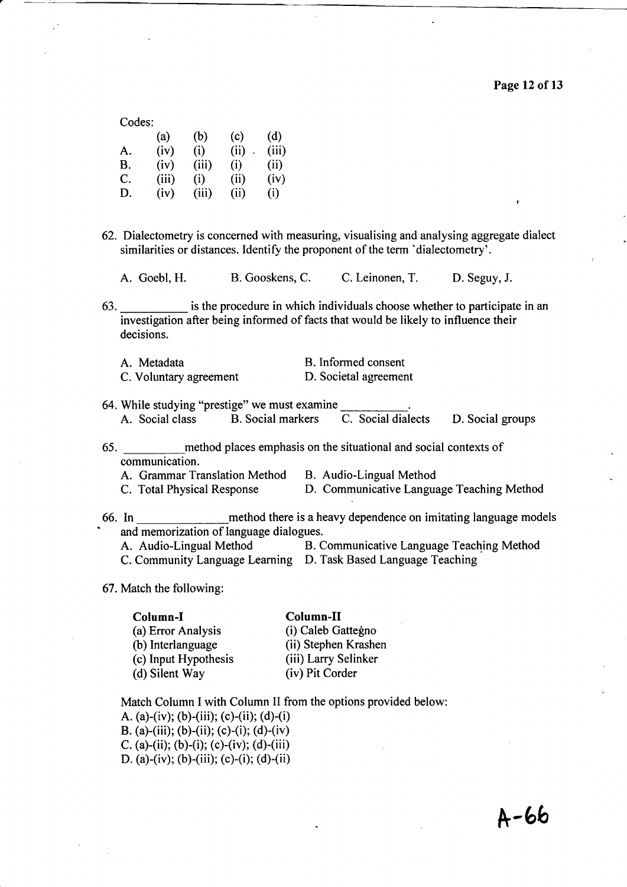Codes:

| | (a) | (b) | (c) | (d) |
|---|---|---|---|---|
| A. | (iv) | (i) | (ii) | (iii) |
| B. | (iv) | (iii) | (i) | (ii) |
| C. | (iii) | (i) | (ii) | (iv) |
| D. | (iv) | (iii) | (ii) | (i) |

62. Dialectometry is concerned with measuring, visualising and analysing aggregate dialect similarities or distances. Identify the proponent of the term 'dialectometry'.

    A. Goebl, H. B. Gooskens, C. C. Leinonen, T. D. Seguy, J.

63. __________ is the procedure in which individuals choose whether to participate in an investigation after being informed of facts that would be likely to influence their decisions.

    A. Metadata
    B. Informed consent
    C. Voluntary agreement
    D. Societal agreement

64. While studying "prestige" we must examine __________.
    A. Social class B. Social markers C. Social dialects D. Social groups

65. __________ method places emphasis on the situational and social contexts of communication.
    A. Grammar Translation Method
    B. Audio-Lingual Method
    C. Total Physical Response
    D. Communicative Language Teaching Method

66. In ______________ method there is a heavy dependence on imitating language models and memorization of language dialogues.
    A. Audio-Lingual Method
    B. Communicative Language Teaching Method
    C. Community Language Learning
    D. Task Based Language Teaching

67. Match the following:

| **Column-I** | **Column-II** |
|---|---|
| (a) Error Analysis | (i) Caleb Gattegno |
| (b) Interlanguage | (ii) Stephen Krashen |
| (c) Input Hypothesis | (iii) Larry Selinker |
| (d) Silent Way | (iv) Pit Corder |

Match Column I with Column II from the options provided below:
A. (a)-(iv); (b)-(iii); (c)-(ii); (d)-(i)
B. (a)-(iii); (b)-(ii); (c)-(i); (d)-(iv)
C. (a)-(ii); (b)-(i); (c)-(iv); (d)-(iii)
D. (a)-(iv); (b)-(iii); (c)-(i); (d)-(ii)

A-66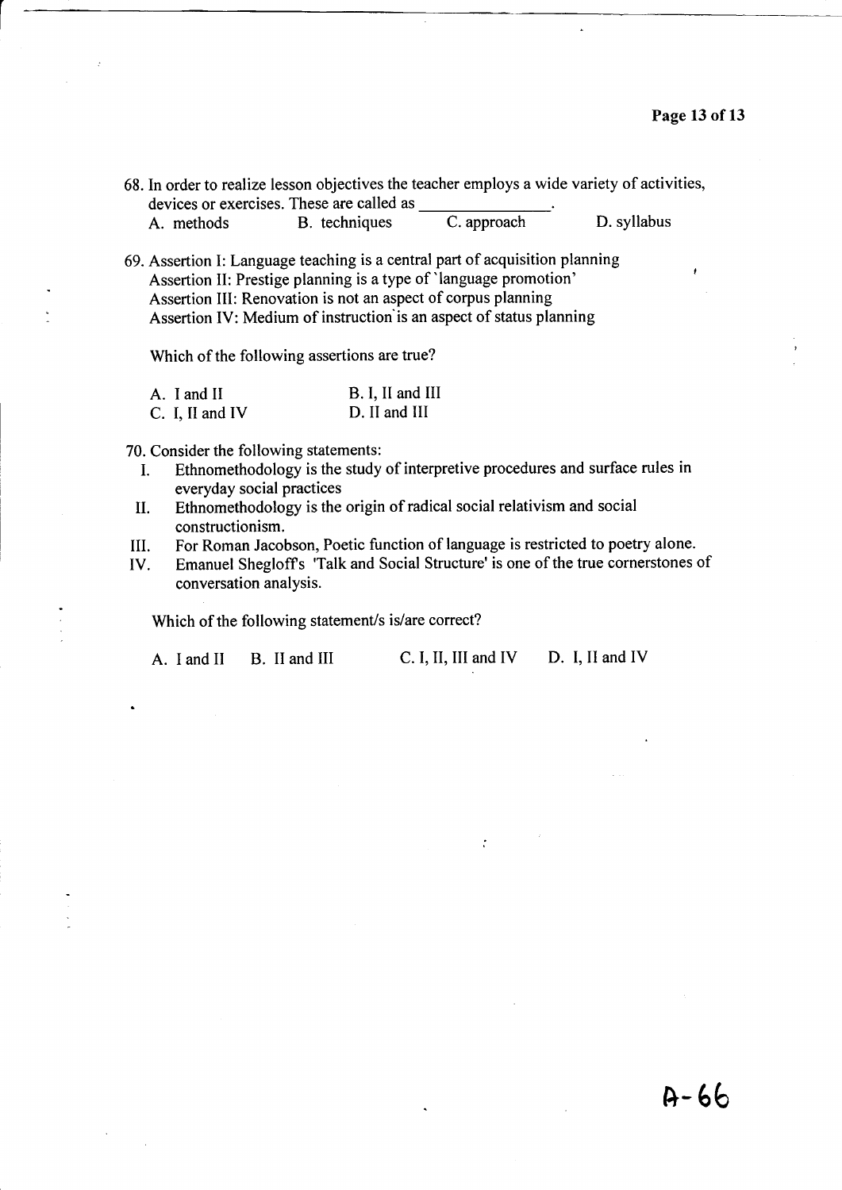68. In order to realize lesson objectives the teacher employs a wide variety of activities, devices or exercises. These are called as _______________.

A. methods  B. techniques  C. approach  D. syllabus

69. Assertion I: Language teaching is a central part of acquisition planning
Assertion II: Prestige planning is a type of 'language promotion'
Assertion III: Renovation is not an aspect of corpus planning
Assertion IV: Medium of instruction is an aspect of status planning

Which of the following assertions are true?

A. I and II  B. I, II and III
C. I, II and IV  D. II and III

70. Consider the following statements:

I. Ethnomethodology is the study of interpretive procedures and surface rules in everyday social practices
II. Ethnomethodology is the origin of radical social relativism and social constructionism.
III. For Roman Jacobson, Poetic function of language is restricted to poetry alone.
IV. Emanuel Shegloff's 'Talk and Social Structure' is one of the true cornerstones of conversation analysis.

Which of the following statement/s is/are correct?

A. I and II  B. II and III  C. I, II, III and IV  D. I, II and IV

A-66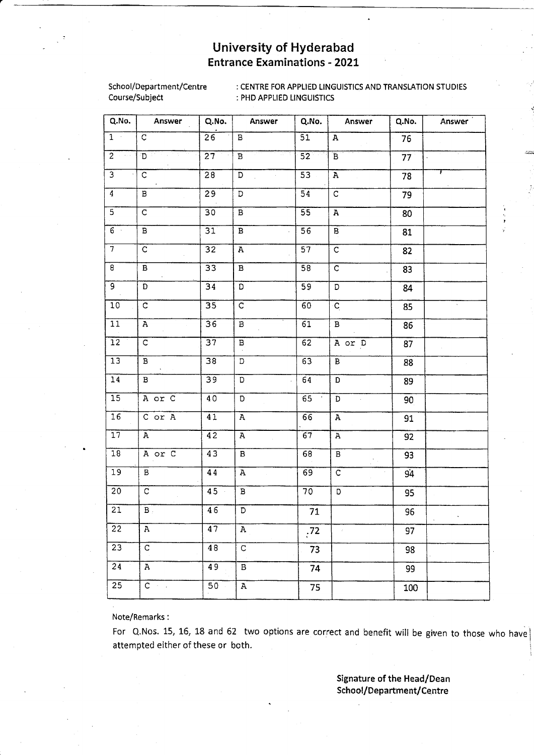# University of Hyderabad
## Entrance Examinations - 2021

School/Department/Centre : CENTRE FOR APPLIED LINGUISTICS AND TRANSLATION STUDIES
Course/Subject : PHD APPLIED LINGUISTICS

| Q.No. | Answer | Q.No. | Answer | Q.No. | Answer | Q.No. | Answer |
|---|---|---|---|---|---|---|---|
| 1 | C | 26 | B | 51 | A | 76 | |
| 2 | D | 27 | B | 52 | B | 77 | |
| 3 | C | 28 | D | 53 | A | 78 | |
| 4 | B | 29 | D | 54 | C | 79 | |
| 5 | C | 30 | B | 55 | A | 80 | |
| 6 | B | 31 | B | 56 | B | 81 | |
| 7 | C | 32 | A | 57 | C | 82 | |
| 8 | B | 33 | B | 58 | C | 83 | |
| 9 | D | 34 | D | 59 | D | 84 | |
| 10 | C | 35 | C | 60 | C | 85 | |
| 11 | A | 36 | B | 61 | B | 86 | |
| 12 | C | 37 | B | 62 | A or D | 87 | |
| 13 | B | 38 | D | 63 | B | 88 | |
| 14 | B | 39 | D | 64 | D | 89 | |
| 15 | A or C | 40 | D | 65 | D | 90 | |
| 16 | C or A | 41 | A | 66 | A | 91 | |
| 17 | A | 42 | A | 67 | A | 92 | |
| 18 | A or C | 43 | B | 68 | B | 93 | |
| 19 | B | 44 | A | 69 | C | 94 | |
| 20 | C | 45 | B | 70 | D | 95 | |
| 21 | B | 46 | D | 71 | | 96 | |
| 22 | A | 47 | A | 72 | | 97 | |
| 23 | C | 48 | C | 73 | | 98 | |
| 24 | A | 49 | B | 74 | | 99 | |
| 25 | C | 50 | A | 75 | | 100 | |

Note/Remarks :

For Q.Nos. 15, 16, 18 and 62 two options are correct and benefit will be given to those who have attempted either of these or both.

**Signature of the Head/Dean**
**School/Department/Centre**